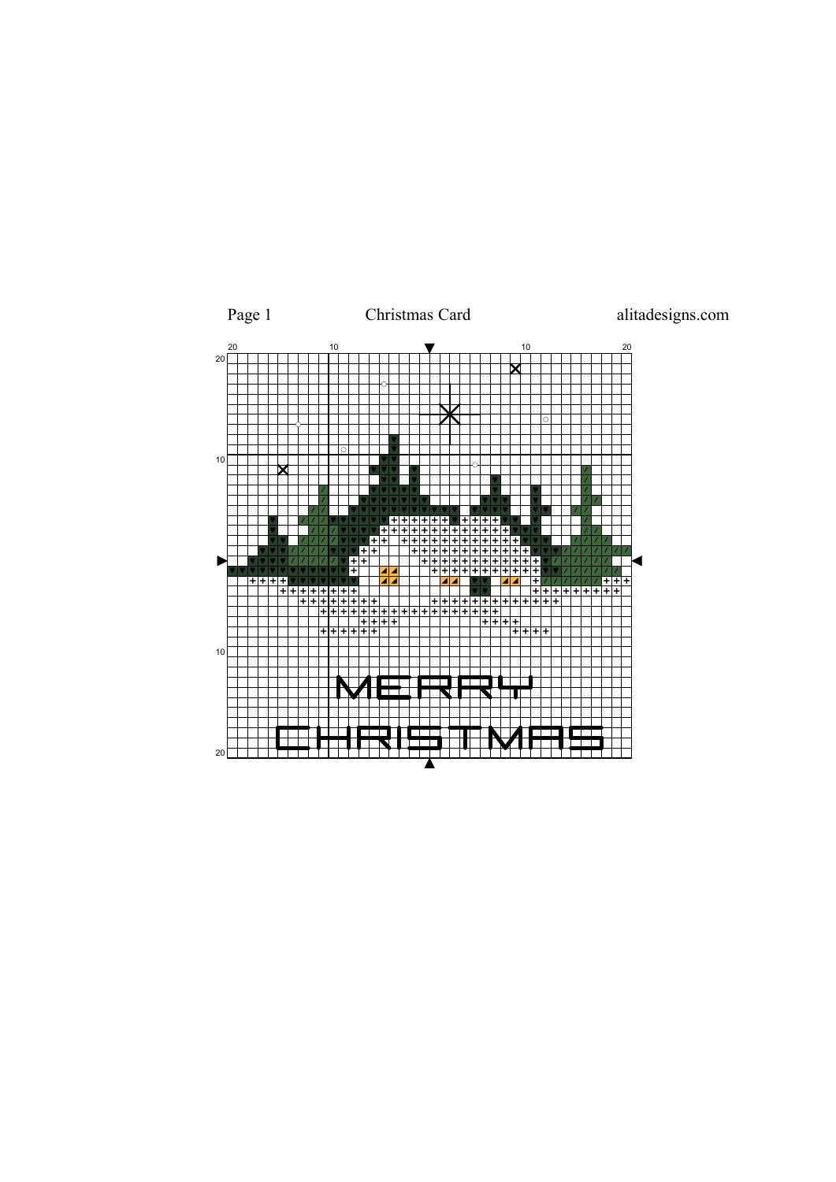Christmas Card

MERRY

CHRISTMAS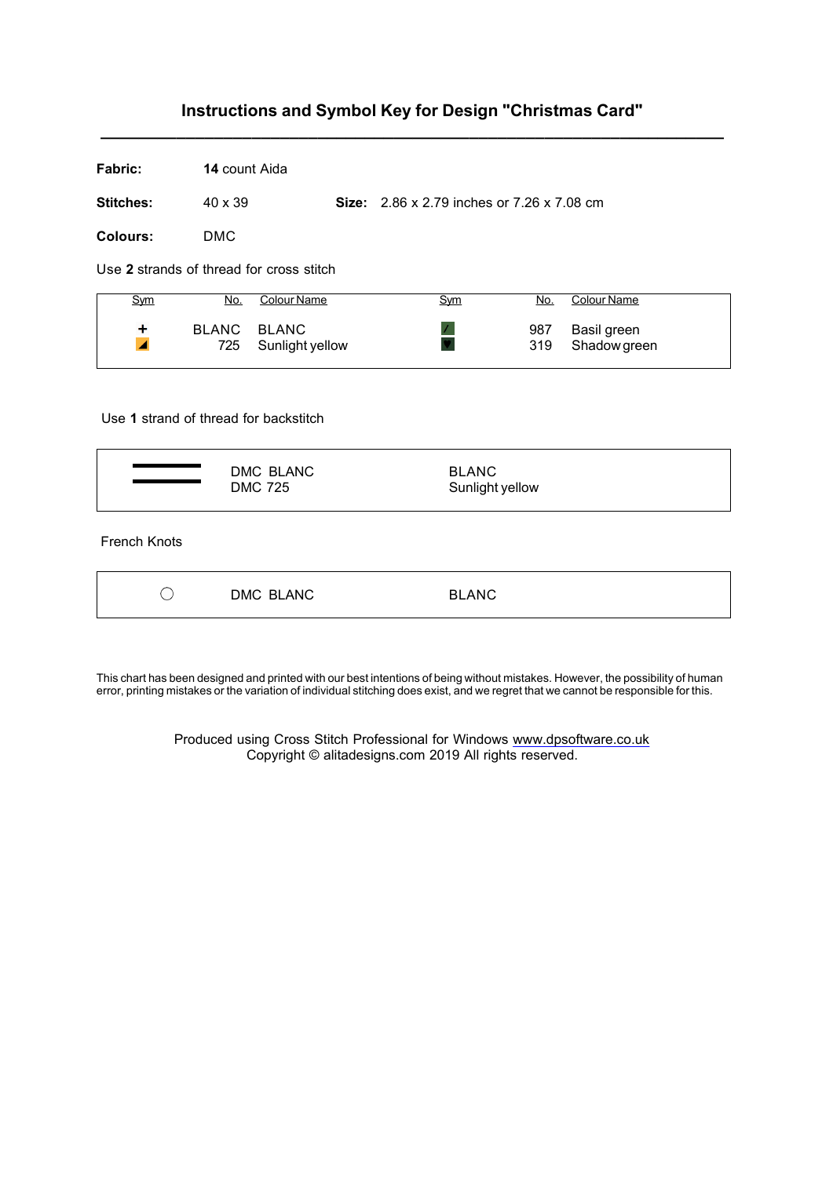# Instructions and Symbol Key for Design "Christmas Card"

**Fabric:** **14** count Aida

**Stitches:** 40 x 39 **Size:** 2.86 x 2.79 inches or 7.26 x 7.08 cm

**Colours:** DMC

Use **2** strands of thread for cross stitch

| Sym | No. | Colour Name | Sym | No. | Colour Name |
|---|---|---|---|---|---|
| + | BLANC | BLANC | / | 987 | Basil green |
| ◢ | 725 | Sunlight yellow | ♥ | 319 | Shadow green |

Use **1** strand of thread for backstitch

| | | |
|---|---|---|
| ▬▬ | DMC BLANC | BLANC |
| ▬▬ | DMC 725 | Sunlight yellow |

French Knots

| | | |
|---|---|---|
| ○ | DMC BLANC | BLANC |

This chart has been designed and printed with our best intentions of being without mistakes. However, the possibility of human error, printing mistakes or the variation of individual stitching does exist, and we regret that we cannot be responsible for this.

Produced using Cross Stitch Professional for Windows www.dpsoftware.co.uk
Copyright © alitadesigns.com 2019 All rights reserved.